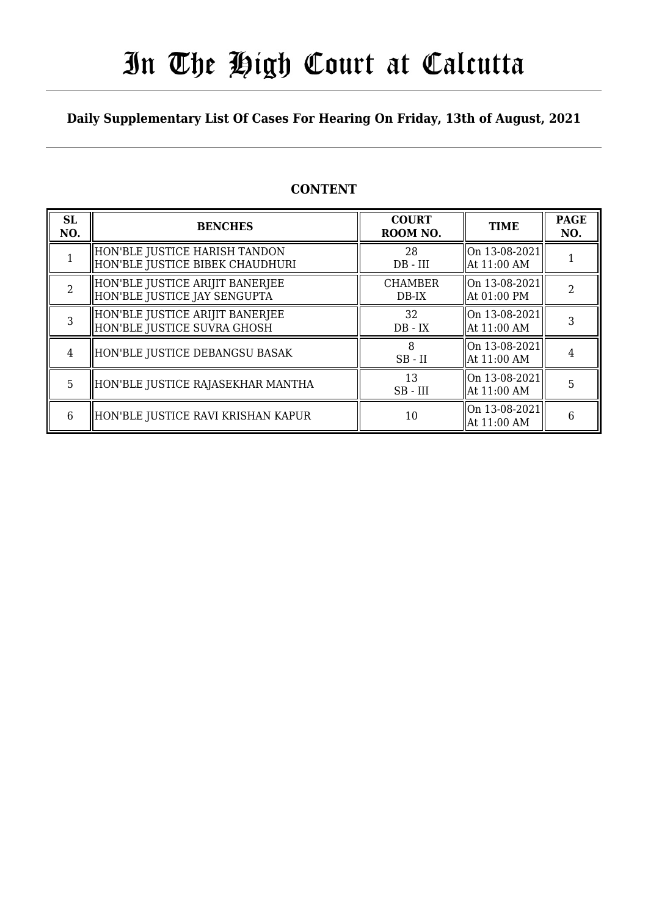# In The High Court at Calcutta

**Daily Supplementary List Of Cases For Hearing On Friday, 13th of August, 2021**

## CONTENT

| SL NO. | BENCHES | COURT ROOM NO. | TIME | PAGE NO. |
|---|---|---|---|---|
| 1 | HON'BLE JUSTICE HARISH TANDON<br>HON'BLE JUSTICE BIBEK CHAUDHURI | 28<br>DB - III | On 13-08-2021<br>At 11:00 AM | 1 |
| 2 | HON'BLE JUSTICE ARIJIT BANERJEE<br>HON'BLE JUSTICE JAY SENGUPTA | CHAMBER<br>DB-IX | On 13-08-2021<br>At 01:00 PM | 2 |
| 3 | HON'BLE JUSTICE ARIJIT BANERJEE<br>HON'BLE JUSTICE SUVRA GHOSH | 32<br>DB - IX | On 13-08-2021<br>At 11:00 AM | 3 |
| 4 | HON'BLE JUSTICE DEBANGSU BASAK | 8<br>SB - II | On 13-08-2021<br>At 11:00 AM | 4 |
| 5 | HON'BLE JUSTICE RAJASEKHAR MANTHA | 13<br>SB - III | On 13-08-2021<br>At 11:00 AM | 5 |
| 6 | HON'BLE JUSTICE RAVI KRISHAN KAPUR | 10 | On 13-08-2021<br>At 11:00 AM | 6 |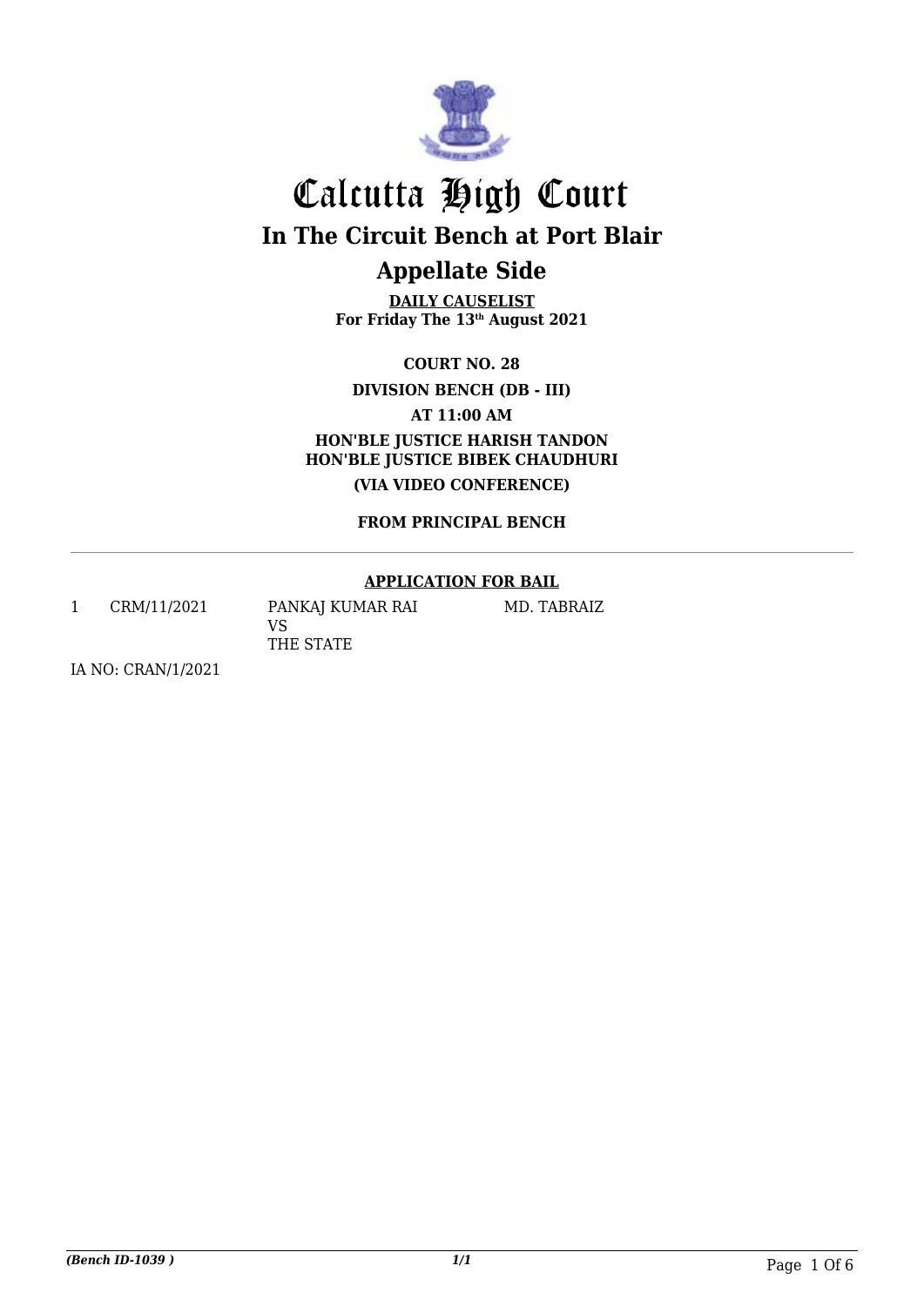# Calcutta High Court

## In The Circuit Bench at Port Blair

## Appellate Side

**DAILY CAUSELIST**
**For Friday The 13th August 2021**

**COURT NO. 28**

**DIVISION BENCH (DB - III)**

**AT 11:00 AM**

**HON'BLE JUSTICE HARISH TANDON**
**HON'BLE JUSTICE BIBEK CHAUDHURI**

**(VIA VIDEO CONFERENCE)**

**FROM PRINCIPAL BENCH**

---

**APPLICATION FOR BAIL**

| | | | |
|---|---|---|---|
| 1 | CRM/11/2021 | PANKAJ KUMAR RAI<br>VS<br>THE STATE | MD. TABRAIZ |

IA NO: CRAN/1/2021

*(Bench ID-1039 )* 1/1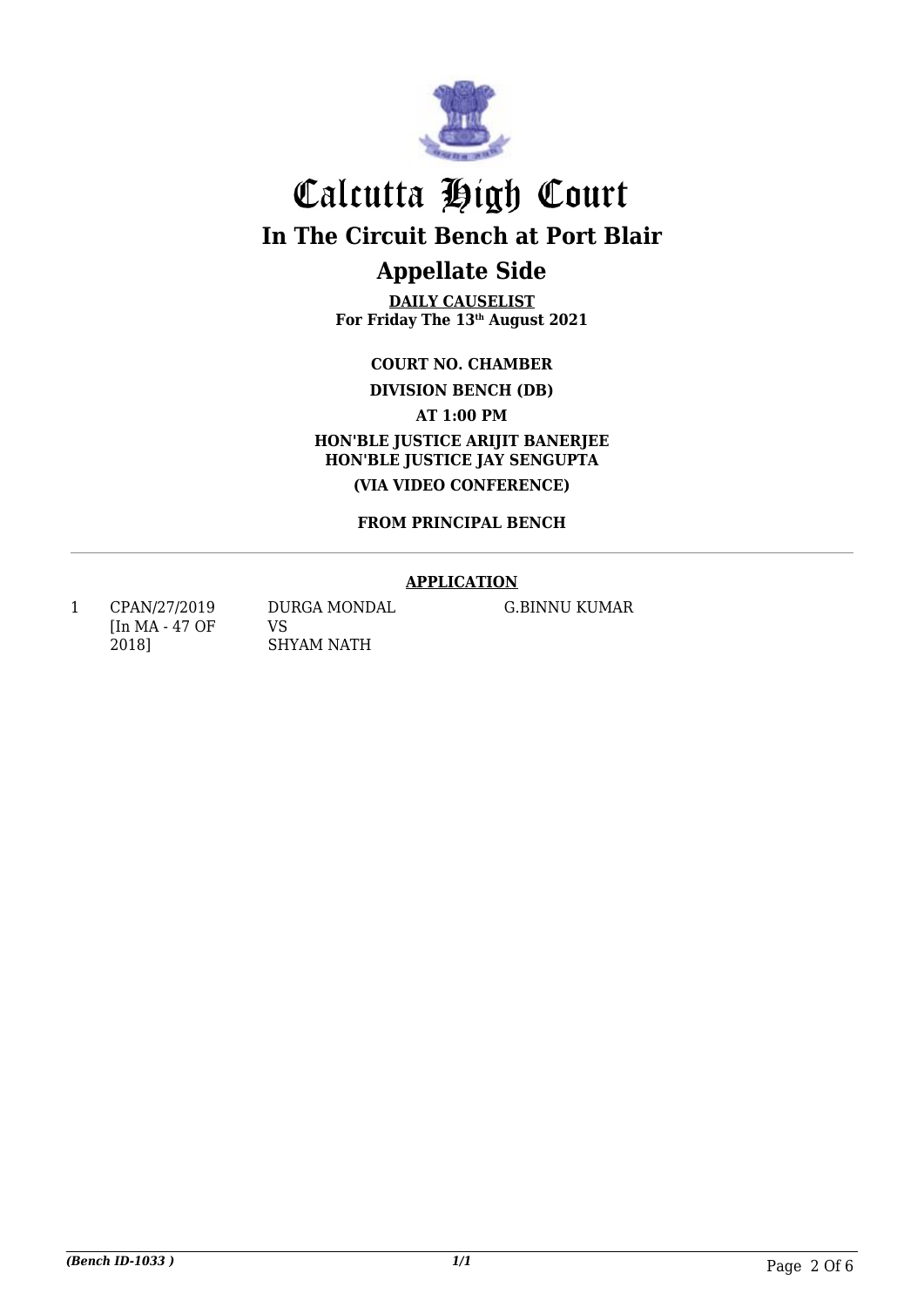# Calcutta High Court

## In The Circuit Bench at Port Blair

## Appellate Side

**DAILY CAUSELIST**
**For Friday The 13th August 2021**

**COURT NO. CHAMBER**

**DIVISION BENCH (DB)**

**AT 1:00 PM**

**HON'BLE JUSTICE ARIJIT BANERJEE**
**HON'BLE JUSTICE JAY SENGUPTA**

**(VIA VIDEO CONFERENCE)**

**FROM PRINCIPAL BENCH**

---

**APPLICATION**

| | | | |
|---|---|---|---|
| 1 | CPAN/27/2019 [In MA - 47 OF 2018] | DURGA MONDAL VS SHYAM NATH | G.BINNU KUMAR |

*(Bench ID-1033 )* 1/1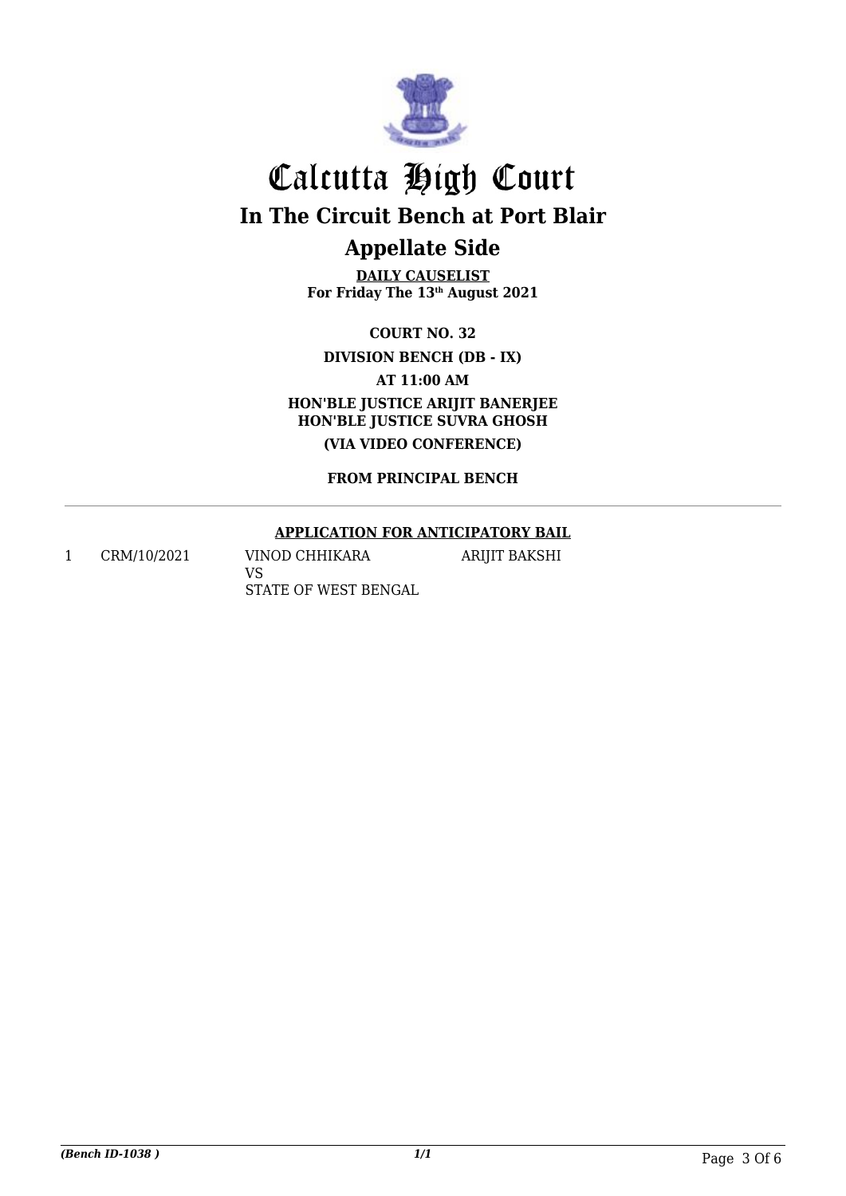# Calcutta High Court

## In The Circuit Bench at Port Blair

## Appellate Side

**DAILY CAUSELIST**
**For Friday The 13th August 2021**

**COURT NO. 32**

**DIVISION BENCH (DB - IX)**

**AT 11:00 AM**

**HON'BLE JUSTICE ARIJIT BANERJEE**
**HON'BLE JUSTICE SUVRA GHOSH**

**(VIA VIDEO CONFERENCE)**

**FROM PRINCIPAL BENCH**

---

**APPLICATION FOR ANTICIPATORY BAIL**

| | | | |
|---|---|---|---|
| 1 | CRM/10/2021 | VINOD CHHIKARA<br>VS<br>STATE OF WEST BENGAL | ARIJIT BAKSHI |

*(Bench ID-1038 )*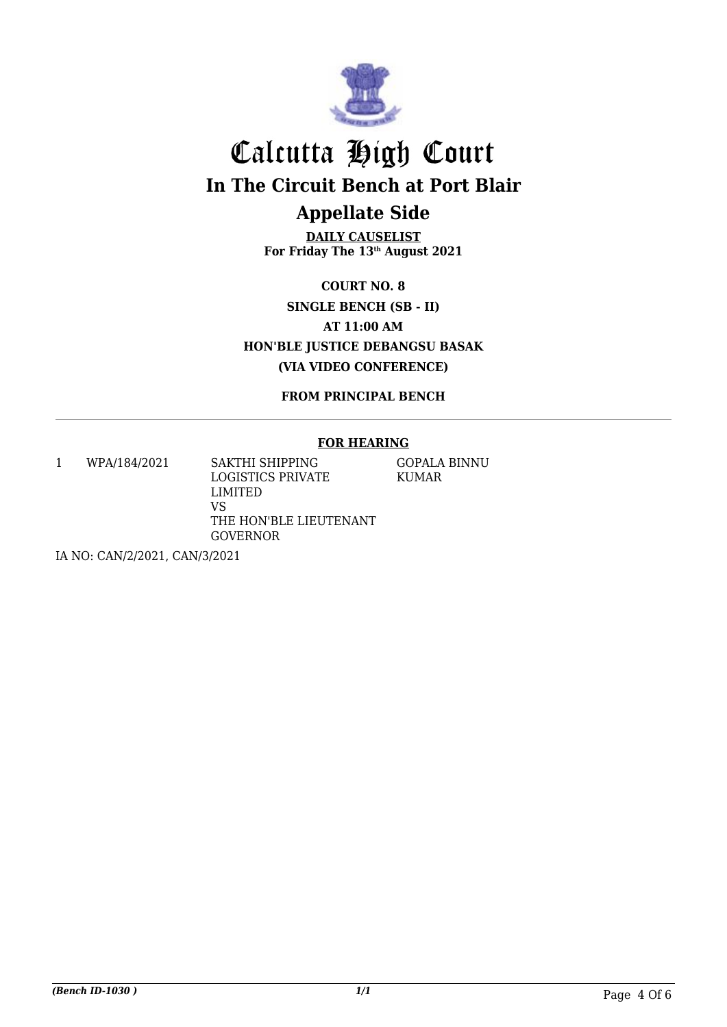# Calcutta High Court

## In The Circuit Bench at Port Blair

## Appellate Side

**DAILY CAUSELIST**
**For Friday The 13th August 2021**

**COURT NO. 8**
**SINGLE BENCH (SB - II)**
**AT 11:00 AM**
**HON'BLE JUSTICE DEBANGSU BASAK**
**(VIA VIDEO CONFERENCE)**

**FROM PRINCIPAL BENCH**

**FOR HEARING**

| | | | |
|---|---|---|---|
| 1 | WPA/184/2021 | SAKTHI SHIPPING LOGISTICS PRIVATE LIMITED<br>VS<br>THE HON'BLE LIEUTENANT GOVERNOR | GOPALA BINNU KUMAR |

IA NO: CAN/2/2021, CAN/3/2021

*(Bench ID-1030 )*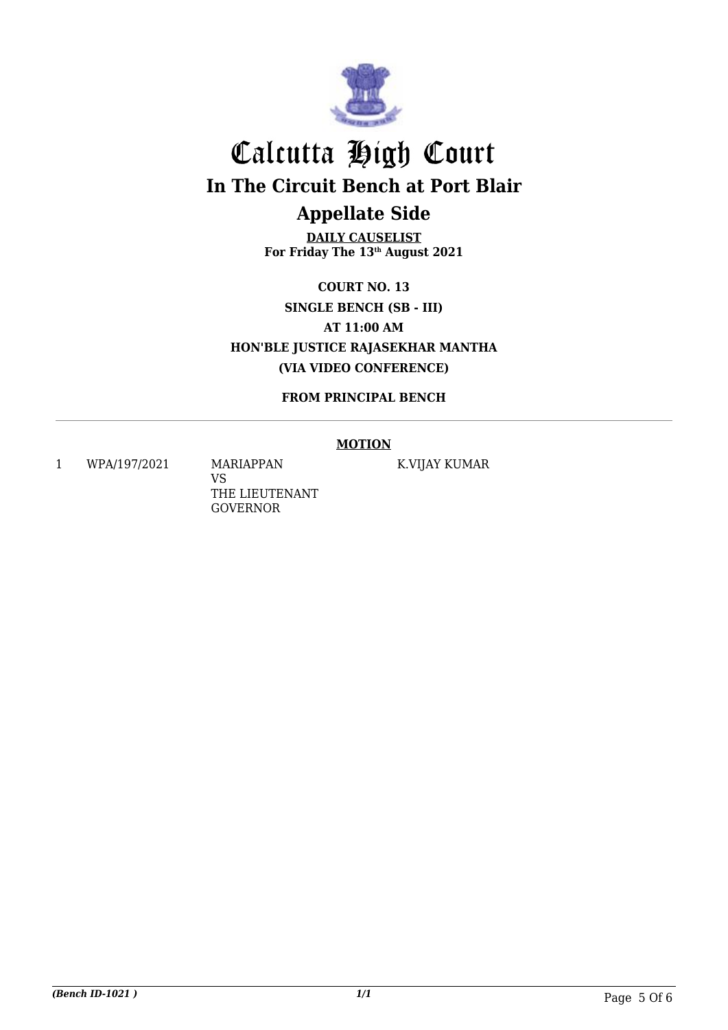# Calcutta High Court

## In The Circuit Bench at Port Blair

## Appellate Side

**DAILY CAUSELIST**
**For Friday The 13th August 2021**

**COURT NO. 13**
**SINGLE BENCH (SB - III)**
**AT 11:00 AM**
**HON'BLE JUSTICE RAJASEKHAR MANTHA**
**(VIA VIDEO CONFERENCE)**

**FROM PRINCIPAL BENCH**

**MOTION**

| | | | |
|---|---|---|---|
| 1 | WPA/197/2021 | MARIAPPAN VS THE LIEUTENANT GOVERNOR | K.VIJAY KUMAR |

*(Bench ID-1021 )*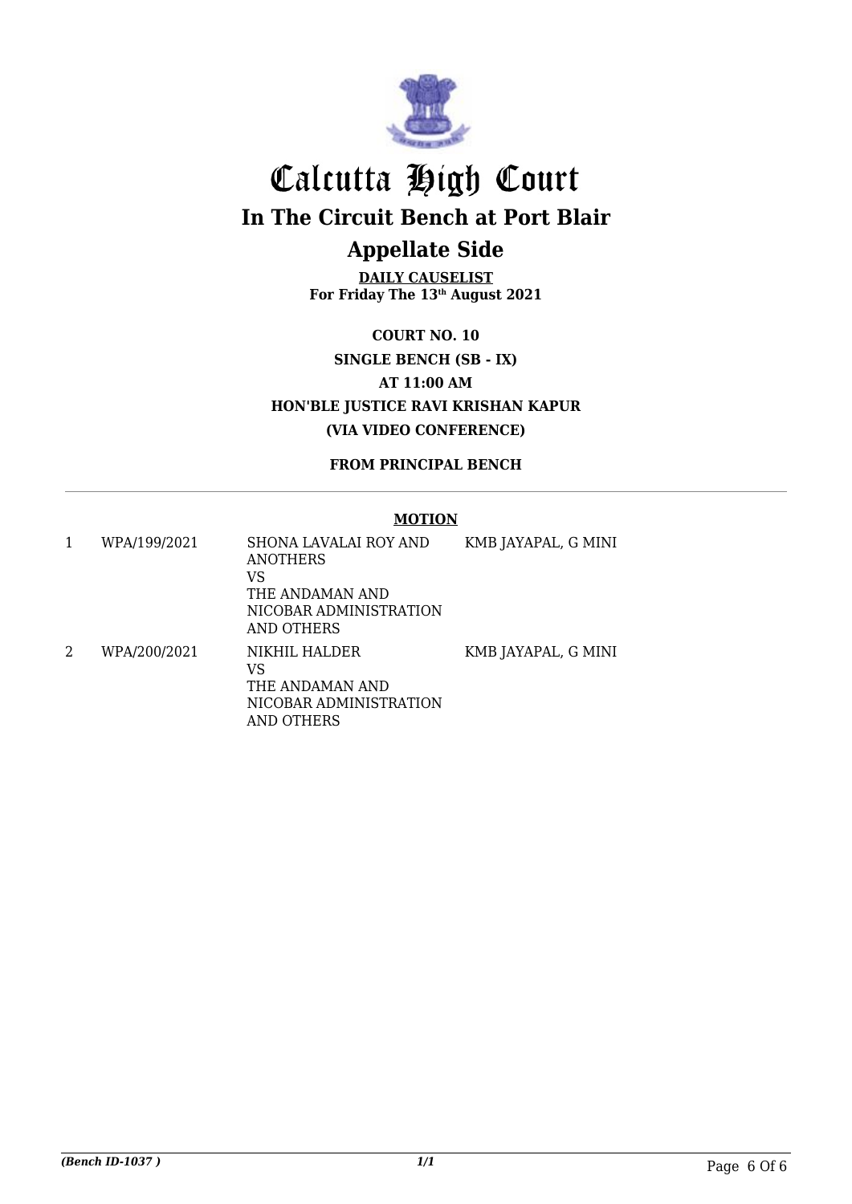# Calcutta High Court

## In The Circuit Bench at Port Blair

## Appellate Side

**DAILY CAUSELIST**
**For Friday The 13th August 2021**

**COURT NO. 10**
**SINGLE BENCH (SB - IX)**
**AT 11:00 AM**
**HON'BLE JUSTICE RAVI KRISHAN KAPUR**
**(VIA VIDEO CONFERENCE)**

**FROM PRINCIPAL BENCH**

**MOTION**

| | | | |
|---|---|---|---|
| 1 | WPA/199/2021 | SHONA LAVALAI ROY AND ANOTHERS VS THE ANDAMAN AND NICOBAR ADMINISTRATION AND OTHERS | KMB JAYAPAL, G MINI |
| 2 | WPA/200/2021 | NIKHIL HALDER VS THE ANDAMAN AND NICOBAR ADMINISTRATION AND OTHERS | KMB JAYAPAL, G MINI |

*(Bench ID-1037 )*